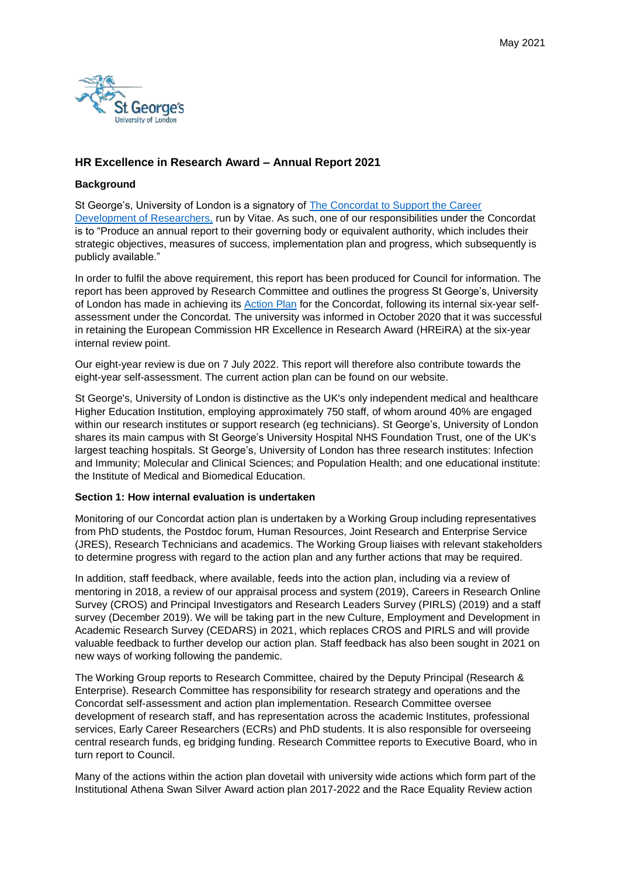May 2021

## HR Excellence in Research Award – Annual Report 2021

### Background

St George's, University of London is a signatory of The Concordat to Support the Career Development of Researchers, run by Vitae. As such, one of our responsibilities under the Concordat is to "Produce an annual report to their governing body or equivalent authority, which includes their strategic objectives, measures of success, implementation plan and progress, which subsequently is publicly available."

In order to fulfil the above requirement, this report has been produced for Council for information. The report has been approved by Research Committee and outlines the progress St George's, University of London has made in achieving its Action Plan for the Concordat, following its internal six-year self-assessment under the Concordat. The university was informed in October 2020 that it was successful in retaining the European Commission HR Excellence in Research Award (HREiRA) at the six-year internal review point.

Our eight-year review is due on 7 July 2022. This report will therefore also contribute towards the eight-year self-assessment. The current action plan can be found on our website.

St George's, University of London is distinctive as the UK's only independent medical and healthcare Higher Education Institution, employing approximately 750 staff, of whom around 40% are engaged within our research institutes or support research (eg technicians). St George's, University of London shares its main campus with St George's University Hospital NHS Foundation Trust, one of the UK's largest teaching hospitals. St George's, University of London has three research institutes: Infection and Immunity; Molecular and Clinical Sciences; and Population Health; and one educational institute: the Institute of Medical and Biomedical Education.

### Section 1: How internal evaluation is undertaken

Monitoring of our Concordat action plan is undertaken by a Working Group including representatives from PhD students, the Postdoc forum, Human Resources, Joint Research and Enterprise Service (JRES), Research Technicians and academics. The Working Group liaises with relevant stakeholders to determine progress with regard to the action plan and any further actions that may be required.

In addition, staff feedback, where available, feeds into the action plan, including via a review of mentoring in 2018, a review of our appraisal process and system (2019), Careers in Research Online Survey (CROS) and Principal Investigators and Research Leaders Survey (PIRLS) (2019) and a staff survey (December 2019). We will be taking part in the new Culture, Employment and Development in Academic Research Survey (CEDARS) in 2021, which replaces CROS and PIRLS and will provide valuable feedback to further develop our action plan. Staff feedback has also been sought in 2021 on new ways of working following the pandemic.

The Working Group reports to Research Committee, chaired by the Deputy Principal (Research & Enterprise). Research Committee has responsibility for research strategy and operations and the Concordat self-assessment and action plan implementation. Research Committee oversee development of research staff, and has representation across the academic Institutes, professional services, Early Career Researchers (ECRs) and PhD students. It is also responsible for overseeing central research funds, eg bridging funding. Research Committee reports to Executive Board, who in turn report to Council.

Many of the actions within the action plan dovetail with university wide actions which form part of the Institutional Athena Swan Silver Award action plan 2017-2022 and the Race Equality Review action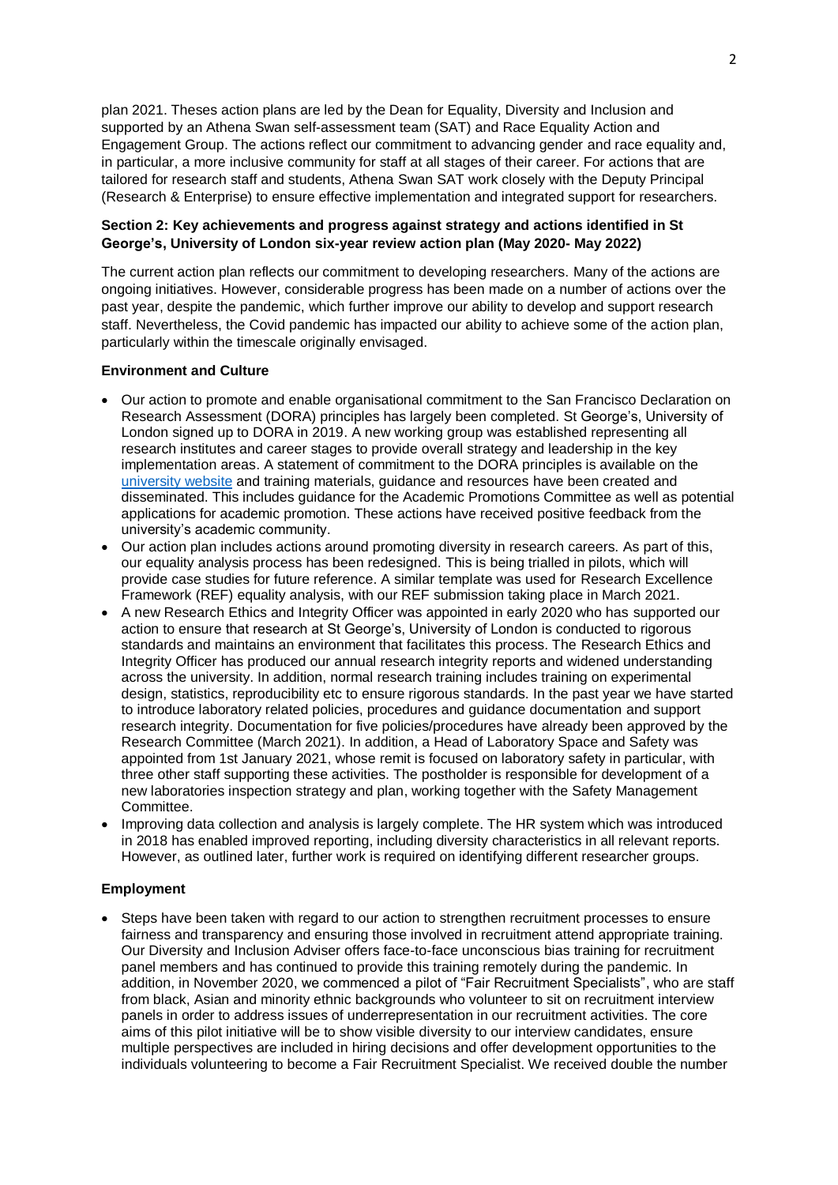plan 2021. Theses action plans are led by the Dean for Equality, Diversity and Inclusion and supported by an Athena Swan self-assessment team (SAT) and Race Equality Action and Engagement Group. The actions reflect our commitment to advancing gender and race equality and, in particular, a more inclusive community for staff at all stages of their career. For actions that are tailored for research staff and students, Athena Swan SAT work closely with the Deputy Principal (Research & Enterprise) to ensure effective implementation and integrated support for researchers.

**Section 2: Key achievements and progress against strategy and actions identified in St George's, University of London six-year review action plan (May 2020- May 2022)**

The current action plan reflects our commitment to developing researchers. Many of the actions are ongoing initiatives. However, considerable progress has been made on a number of actions over the past year, despite the pandemic, which further improve our ability to develop and support research staff. Nevertheless, the Covid pandemic has impacted our ability to achieve some of the action plan, particularly within the timescale originally envisaged.

**Environment and Culture**

- Our action to promote and enable organisational commitment to the San Francisco Declaration on Research Assessment (DORA) principles has largely been completed. St George's, University of London signed up to DORA in 2019. A new working group was established representing all research institutes and career stages to provide overall strategy and leadership in the key implementation areas. A statement of commitment to the DORA principles is available on the university website and training materials, guidance and resources have been created and disseminated. This includes guidance for the Academic Promotions Committee as well as potential applications for academic promotion. These actions have received positive feedback from the university's academic community.
- Our action plan includes actions around promoting diversity in research careers. As part of this, our equality analysis process has been redesigned. This is being trialled in pilots, which will provide case studies for future reference. A similar template was used for Research Excellence Framework (REF) equality analysis, with our REF submission taking place in March 2021.
- A new Research Ethics and Integrity Officer was appointed in early 2020 who has supported our action to ensure that research at St George's, University of London is conducted to rigorous standards and maintains an environment that facilitates this process. The Research Ethics and Integrity Officer has produced our annual research integrity reports and widened understanding across the university. In addition, normal research training includes training on experimental design, statistics, reproducibility etc to ensure rigorous standards. In the past year we have started to introduce laboratory related policies, procedures and guidance documentation and support research integrity. Documentation for five policies/procedures have already been approved by the Research Committee (March 2021). In addition, a Head of Laboratory Space and Safety was appointed from 1st January 2021, whose remit is focused on laboratory safety in particular, with three other staff supporting these activities. The postholder is responsible for development of a new laboratories inspection strategy and plan, working together with the Safety Management Committee.
- Improving data collection and analysis is largely complete. The HR system which was introduced in 2018 has enabled improved reporting, including diversity characteristics in all relevant reports. However, as outlined later, further work is required on identifying different researcher groups.

**Employment**

- Steps have been taken with regard to our action to strengthen recruitment processes to ensure fairness and transparency and ensuring those involved in recruitment attend appropriate training. Our Diversity and Inclusion Adviser offers face-to-face unconscious bias training for recruitment panel members and has continued to provide this training remotely during the pandemic. In addition, in November 2020, we commenced a pilot of "Fair Recruitment Specialists", who are staff from black, Asian and minority ethnic backgrounds who volunteer to sit on recruitment interview panels in order to address issues of underrepresentation in our recruitment activities. The core aims of this pilot initiative will be to show visible diversity to our interview candidates, ensure multiple perspectives are included in hiring decisions and offer development opportunities to the individuals volunteering to become a Fair Recruitment Specialist. We received double the number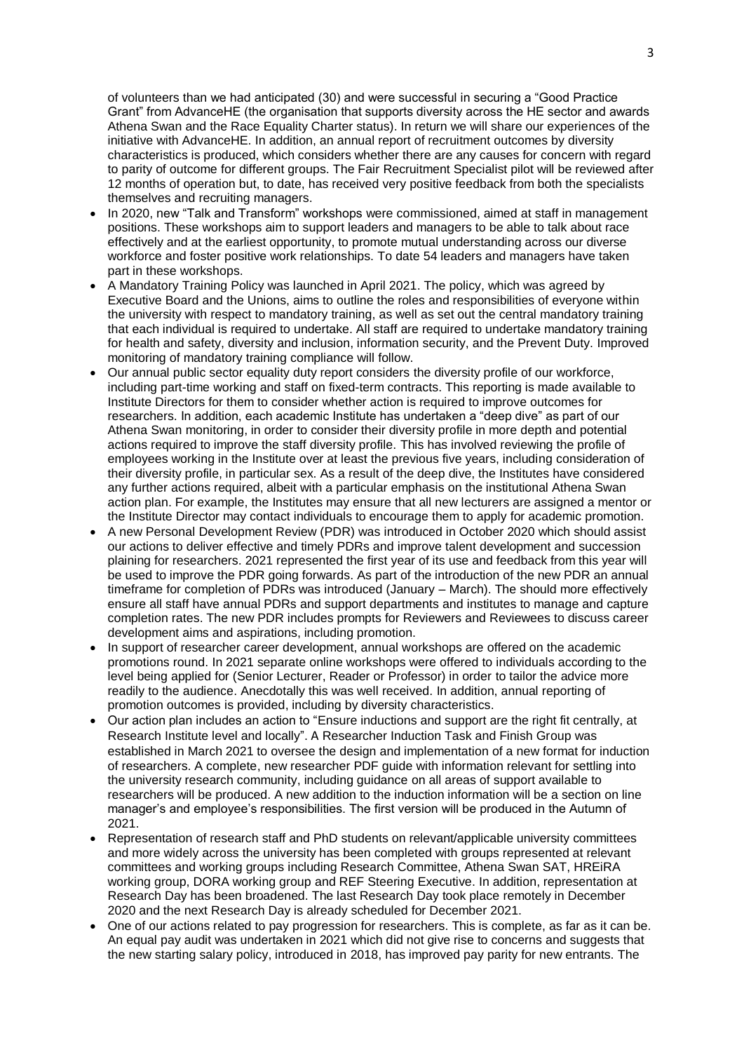of volunteers than we had anticipated (30) and were successful in securing a "Good Practice Grant" from AdvanceHE (the organisation that supports diversity across the HE sector and awards Athena Swan and the Race Equality Charter status). In return we will share our experiences of the initiative with AdvanceHE. In addition, an annual report of recruitment outcomes by diversity characteristics is produced, which considers whether there are any causes for concern with regard to parity of outcome for different groups. The Fair Recruitment Specialist pilot will be reviewed after 12 months of operation but, to date, has received very positive feedback from both the specialists themselves and recruiting managers.

- In 2020, new "Talk and Transform" workshops were commissioned, aimed at staff in management positions. These workshops aim to support leaders and managers to be able to talk about race effectively and at the earliest opportunity, to promote mutual understanding across our diverse workforce and foster positive work relationships. To date 54 leaders and managers have taken part in these workshops.
- A Mandatory Training Policy was launched in April 2021. The policy, which was agreed by Executive Board and the Unions, aims to outline the roles and responsibilities of everyone within the university with respect to mandatory training, as well as set out the central mandatory training that each individual is required to undertake. All staff are required to undertake mandatory training for health and safety, diversity and inclusion, information security, and the Prevent Duty. Improved monitoring of mandatory training compliance will follow.
- Our annual public sector equality duty report considers the diversity profile of our workforce, including part-time working and staff on fixed-term contracts. This reporting is made available to Institute Directors for them to consider whether action is required to improve outcomes for researchers. In addition, each academic Institute has undertaken a "deep dive" as part of our Athena Swan monitoring, in order to consider their diversity profile in more depth and potential actions required to improve the staff diversity profile. This has involved reviewing the profile of employees working in the Institute over at least the previous five years, including consideration of their diversity profile, in particular sex. As a result of the deep dive, the Institutes have considered any further actions required, albeit with a particular emphasis on the institutional Athena Swan action plan. For example, the Institutes may ensure that all new lecturers are assigned a mentor or the Institute Director may contact individuals to encourage them to apply for academic promotion.
- A new Personal Development Review (PDR) was introduced in October 2020 which should assist our actions to deliver effective and timely PDRs and improve talent development and succession plaining for researchers. 2021 represented the first year of its use and feedback from this year will be used to improve the PDR going forwards. As part of the introduction of the new PDR an annual timeframe for completion of PDRs was introduced (January – March). The should more effectively ensure all staff have annual PDRs and support departments and institutes to manage and capture completion rates. The new PDR includes prompts for Reviewers and Reviewees to discuss career development aims and aspirations, including promotion.
- In support of researcher career development, annual workshops are offered on the academic promotions round. In 2021 separate online workshops were offered to individuals according to the level being applied for (Senior Lecturer, Reader or Professor) in order to tailor the advice more readily to the audience. Anecdotally this was well received. In addition, annual reporting of promotion outcomes is provided, including by diversity characteristics.
- Our action plan includes an action to "Ensure inductions and support are the right fit centrally, at Research Institute level and locally". A Researcher Induction Task and Finish Group was established in March 2021 to oversee the design and implementation of a new format for induction of researchers. A complete, new researcher PDF guide with information relevant for settling into the university research community, including guidance on all areas of support available to researchers will be produced. A new addition to the induction information will be a section on line manager's and employee's responsibilities. The first version will be produced in the Autumn of 2021.
- Representation of research staff and PhD students on relevant/applicable university committees and more widely across the university has been completed with groups represented at relevant committees and working groups including Research Committee, Athena Swan SAT, HREiRA working group, DORA working group and REF Steering Executive. In addition, representation at Research Day has been broadened. The last Research Day took place remotely in December 2020 and the next Research Day is already scheduled for December 2021.
- One of our actions related to pay progression for researchers. This is complete, as far as it can be. An equal pay audit was undertaken in 2021 which did not give rise to concerns and suggests that the new starting salary policy, introduced in 2018, has improved pay parity for new entrants. The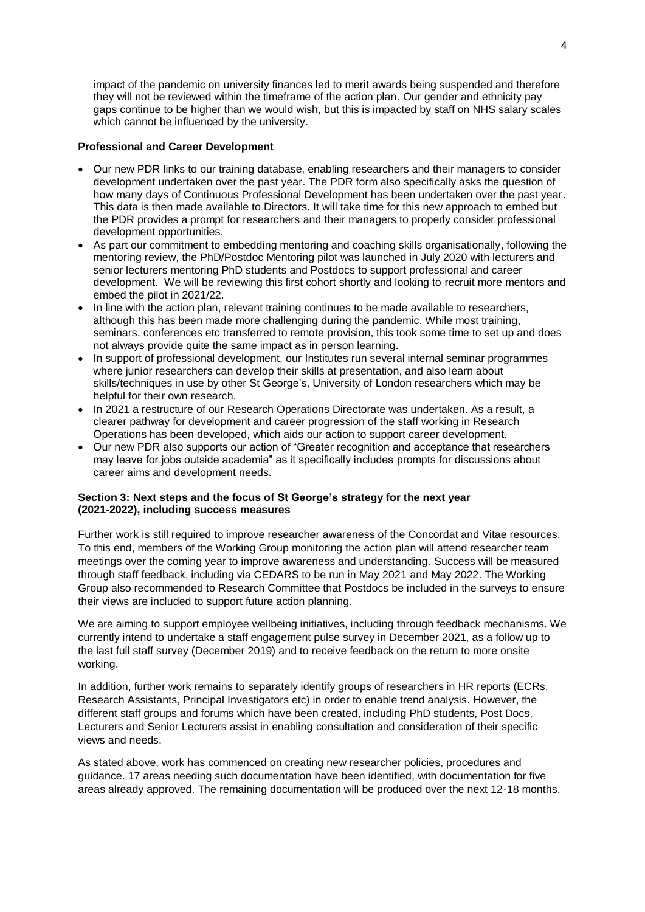impact of the pandemic on university finances led to merit awards being suspended and therefore they will not be reviewed within the timeframe of the action plan. Our gender and ethnicity pay gaps continue to be higher than we would wish, but this is impacted by staff on NHS salary scales which cannot be influenced by the university.

**Professional and Career Development**

- Our new PDR links to our training database, enabling researchers and their managers to consider development undertaken over the past year. The PDR form also specifically asks the question of how many days of Continuous Professional Development has been undertaken over the past year. This data is then made available to Directors. It will take time for this new approach to embed but the PDR provides a prompt for researchers and their managers to properly consider professional development opportunities.
- As part our commitment to embedding mentoring and coaching skills organisationally, following the mentoring review, the PhD/Postdoc Mentoring pilot was launched in July 2020 with lecturers and senior lecturers mentoring PhD students and Postdocs to support professional and career development. We will be reviewing this first cohort shortly and looking to recruit more mentors and embed the pilot in 2021/22.
- In line with the action plan, relevant training continues to be made available to researchers, although this has been made more challenging during the pandemic. While most training, seminars, conferences etc transferred to remote provision, this took some time to set up and does not always provide quite the same impact as in person learning.
- In support of professional development, our Institutes run several internal seminar programmes where junior researchers can develop their skills at presentation, and also learn about skills/techniques in use by other St George's, University of London researchers which may be helpful for their own research.
- In 2021 a restructure of our Research Operations Directorate was undertaken. As a result, a clearer pathway for development and career progression of the staff working in Research Operations has been developed, which aids our action to support career development.
- Our new PDR also supports our action of "Greater recognition and acceptance that researchers may leave for jobs outside academia" as it specifically includes prompts for discussions about career aims and development needs.

**Section 3: Next steps and the focus of St George's strategy for the next year (2021-2022), including success measures**

Further work is still required to improve researcher awareness of the Concordat and Vitae resources. To this end, members of the Working Group monitoring the action plan will attend researcher team meetings over the coming year to improve awareness and understanding. Success will be measured through staff feedback, including via CEDARS to be run in May 2021 and May 2022. The Working Group also recommended to Research Committee that Postdocs be included in the surveys to ensure their views are included to support future action planning.

We are aiming to support employee wellbeing initiatives, including through feedback mechanisms. We currently intend to undertake a staff engagement pulse survey in December 2021, as a follow up to the last full staff survey (December 2019) and to receive feedback on the return to more onsite working.

In addition, further work remains to separately identify groups of researchers in HR reports (ECRs, Research Assistants, Principal Investigators etc) in order to enable trend analysis. However, the different staff groups and forums which have been created, including PhD students, Post Docs, Lecturers and Senior Lecturers assist in enabling consultation and consideration of their specific views and needs.

As stated above, work has commenced on creating new researcher policies, procedures and guidance. 17 areas needing such documentation have been identified, with documentation for five areas already approved. The remaining documentation will be produced over the next 12-18 months.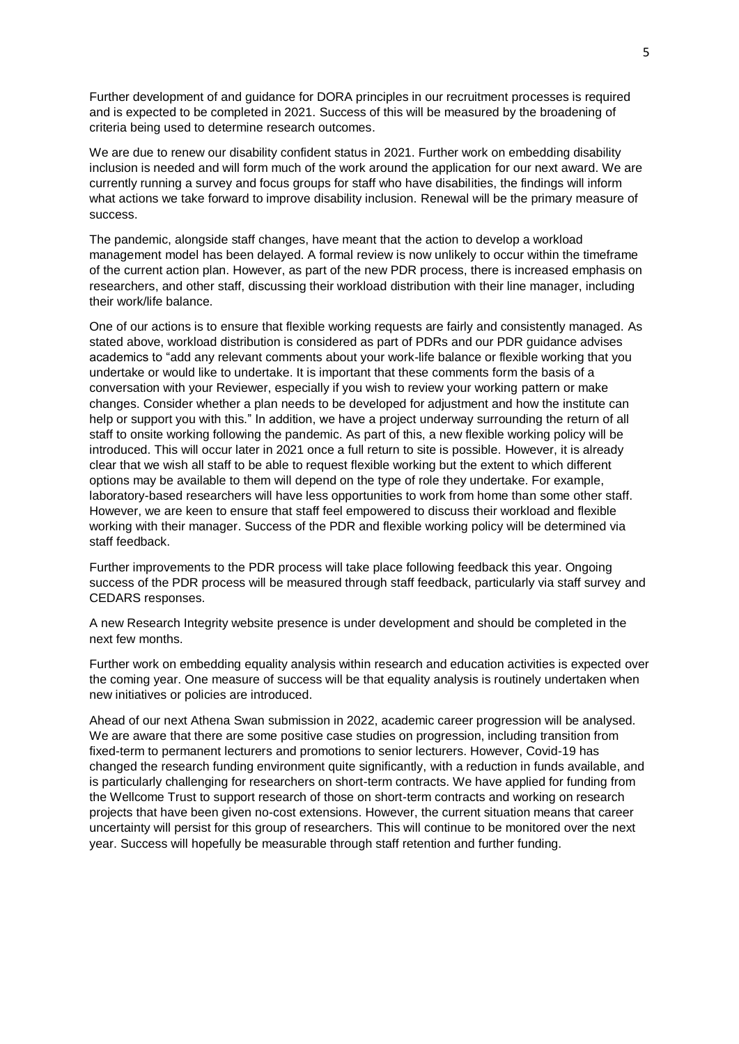Further development of and guidance for DORA principles in our recruitment processes is required and is expected to be completed in 2021. Success of this will be measured by the broadening of criteria being used to determine research outcomes.

We are due to renew our disability confident status in 2021. Further work on embedding disability inclusion is needed and will form much of the work around the application for our next award. We are currently running a survey and focus groups for staff who have disabilities, the findings will inform what actions we take forward to improve disability inclusion. Renewal will be the primary measure of success.

The pandemic, alongside staff changes, have meant that the action to develop a workload management model has been delayed. A formal review is now unlikely to occur within the timeframe of the current action plan. However, as part of the new PDR process, there is increased emphasis on researchers, and other staff, discussing their workload distribution with their line manager, including their work/life balance.

One of our actions is to ensure that flexible working requests are fairly and consistently managed. As stated above, workload distribution is considered as part of PDRs and our PDR guidance advises academics to "add any relevant comments about your work-life balance or flexible working that you undertake or would like to undertake. It is important that these comments form the basis of a conversation with your Reviewer, especially if you wish to review your working pattern or make changes. Consider whether a plan needs to be developed for adjustment and how the institute can help or support you with this." In addition, we have a project underway surrounding the return of all staff to onsite working following the pandemic. As part of this, a new flexible working policy will be introduced. This will occur later in 2021 once a full return to site is possible. However, it is already clear that we wish all staff to be able to request flexible working but the extent to which different options may be available to them will depend on the type of role they undertake. For example, laboratory-based researchers will have less opportunities to work from home than some other staff. However, we are keen to ensure that staff feel empowered to discuss their workload and flexible working with their manager. Success of the PDR and flexible working policy will be determined via staff feedback.

Further improvements to the PDR process will take place following feedback this year. Ongoing success of the PDR process will be measured through staff feedback, particularly via staff survey and CEDARS responses.

A new Research Integrity website presence is under development and should be completed in the next few months.

Further work on embedding equality analysis within research and education activities is expected over the coming year. One measure of success will be that equality analysis is routinely undertaken when new initiatives or policies are introduced.

Ahead of our next Athena Swan submission in 2022, academic career progression will be analysed. We are aware that there are some positive case studies on progression, including transition from fixed-term to permanent lecturers and promotions to senior lecturers. However, Covid-19 has changed the research funding environment quite significantly, with a reduction in funds available, and is particularly challenging for researchers on short-term contracts. We have applied for funding from the Wellcome Trust to support research of those on short-term contracts and working on research projects that have been given no-cost extensions. However, the current situation means that career uncertainty will persist for this group of researchers. This will continue to be monitored over the next year. Success will hopefully be measurable through staff retention and further funding.